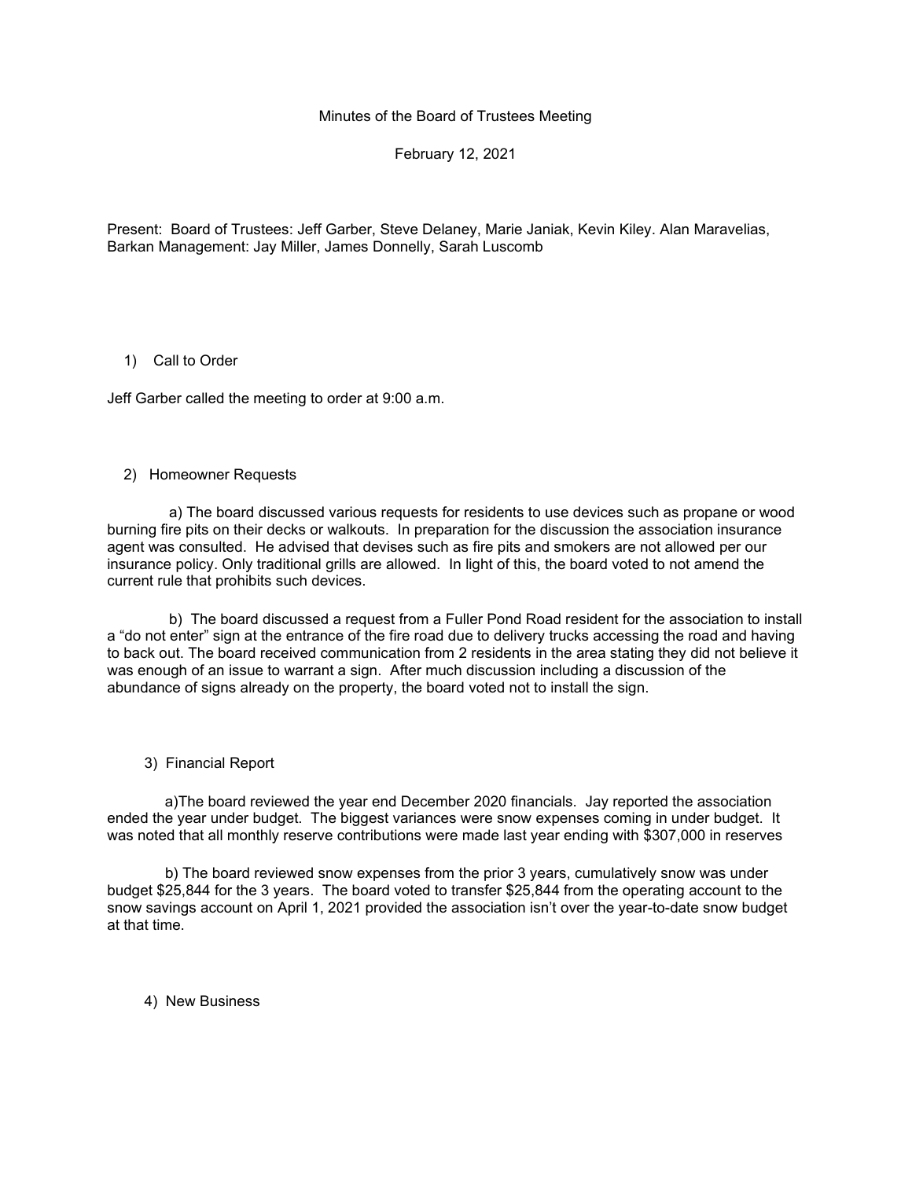# Minutes of the Board of Trustees Meeting

February 12, 2021

Present: Board of Trustees: Jeff Garber, Steve Delaney, Marie Janiak, Kevin Kiley. Alan Maravelias, Barkan Management: Jay Miller, James Donnelly, Sarah Luscomb

## 1) Call to Order

Jeff Garber called the meeting to order at 9:00 a.m.

## 2) Homeowner Requests

a) The board discussed various requests for residents to use devices such as propane or wood burning fire pits on their decks or walkouts. In preparation for the discussion the association insurance agent was consulted. He advised that devises such as fire pits and smokers are not allowed per our insurance policy. Only traditional grills are allowed. In light of this, the board voted to not amend the current rule that prohibits such devices.

b) The board discussed a request from a Fuller Pond Road resident for the association to install a "do not enter" sign at the entrance of the fire road due to delivery trucks accessing the road and having to back out. The board received communication from 2 residents in the area stating they did not believe it was enough of an issue to warrant a sign. After much discussion including a discussion of the abundance of signs already on the property, the board voted not to install the sign.

## 3) Financial Report

a)The board reviewed the year end December 2020 financials. Jay reported the association ended the year under budget. The biggest variances were snow expenses coming in under budget. It was noted that all monthly reserve contributions were made last year ending with $307,000 in reserves

b) The board reviewed snow expenses from the prior 3 years, cumulatively snow was under budget $25,844 for the 3 years. The board voted to transfer $25,844 from the operating account to the snow savings account on April 1, 2021 provided the association isn't over the year-to-date snow budget at that time.

## 4) New Business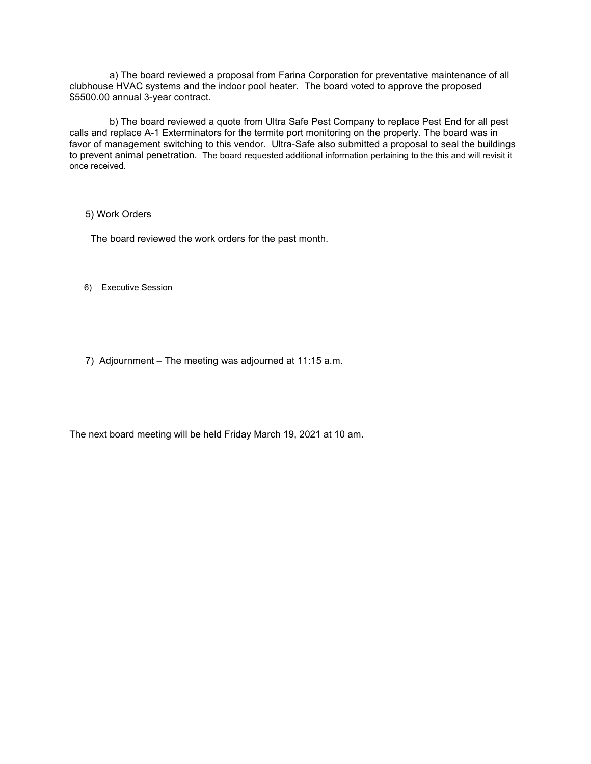a) The board reviewed a proposal from Farina Corporation for preventative maintenance of all clubhouse HVAC systems and the indoor pool heater. The board voted to approve the proposed $5500.00 annual 3-year contract.

b) The board reviewed a quote from Ultra Safe Pest Company to replace Pest End for all pest calls and replace A-1 Exterminators for the termite port monitoring on the property. The board was in favor of management switching to this vendor. Ultra-Safe also submitted a proposal to seal the buildings to prevent animal penetration. The board requested additional information pertaining to the this and will revisit it once received.

5) Work Orders

The board reviewed the work orders for the past month.

6) Executive Session

7) Adjournment – The meeting was adjourned at 11:15 a.m.

The next board meeting will be held Friday March 19, 2021 at 10 am.